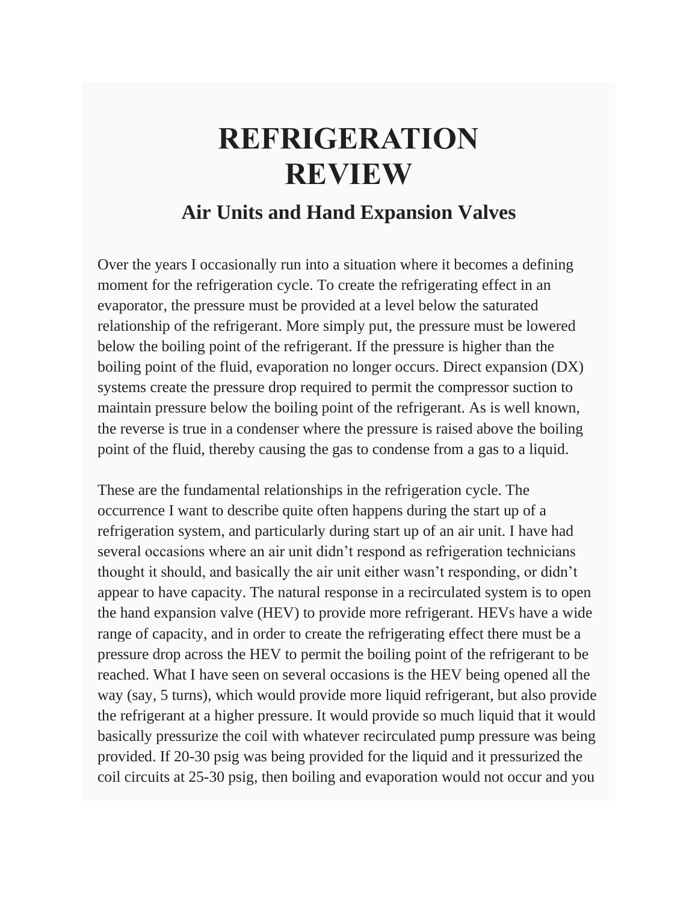# REFRIGERATION REVIEW

## Air Units and Hand Expansion Valves

Over the years I occasionally run into a situation where it becomes a defining moment for the refrigeration cycle. To create the refrigerating effect in an evaporator, the pressure must be provided at a level below the saturated relationship of the refrigerant. More simply put, the pressure must be lowered below the boiling point of the refrigerant. If the pressure is higher than the boiling point of the fluid, evaporation no longer occurs. Direct expansion (DX) systems create the pressure drop required to permit the compressor suction to maintain pressure below the boiling point of the refrigerant. As is well known, the reverse is true in a condenser where the pressure is raised above the boiling point of the fluid, thereby causing the gas to condense from a gas to a liquid.

These are the fundamental relationships in the refrigeration cycle. The occurrence I want to describe quite often happens during the start up of a refrigeration system, and particularly during start up of an air unit. I have had several occasions where an air unit didn't respond as refrigeration technicians thought it should, and basically the air unit either wasn't responding, or didn't appear to have capacity. The natural response in a recirculated system is to open the hand expansion valve (HEV) to provide more refrigerant. HEVs have a wide range of capacity, and in order to create the refrigerating effect there must be a pressure drop across the HEV to permit the boiling point of the refrigerant to be reached. What I have seen on several occasions is the HEV being opened all the way (say, 5 turns), which would provide more liquid refrigerant, but also provide the refrigerant at a higher pressure. It would provide so much liquid that it would basically pressurize the coil with whatever recirculated pump pressure was being provided. If 20-30 psig was being provided for the liquid and it pressurized the coil circuits at 25-30 psig, then boiling and evaporation would not occur and you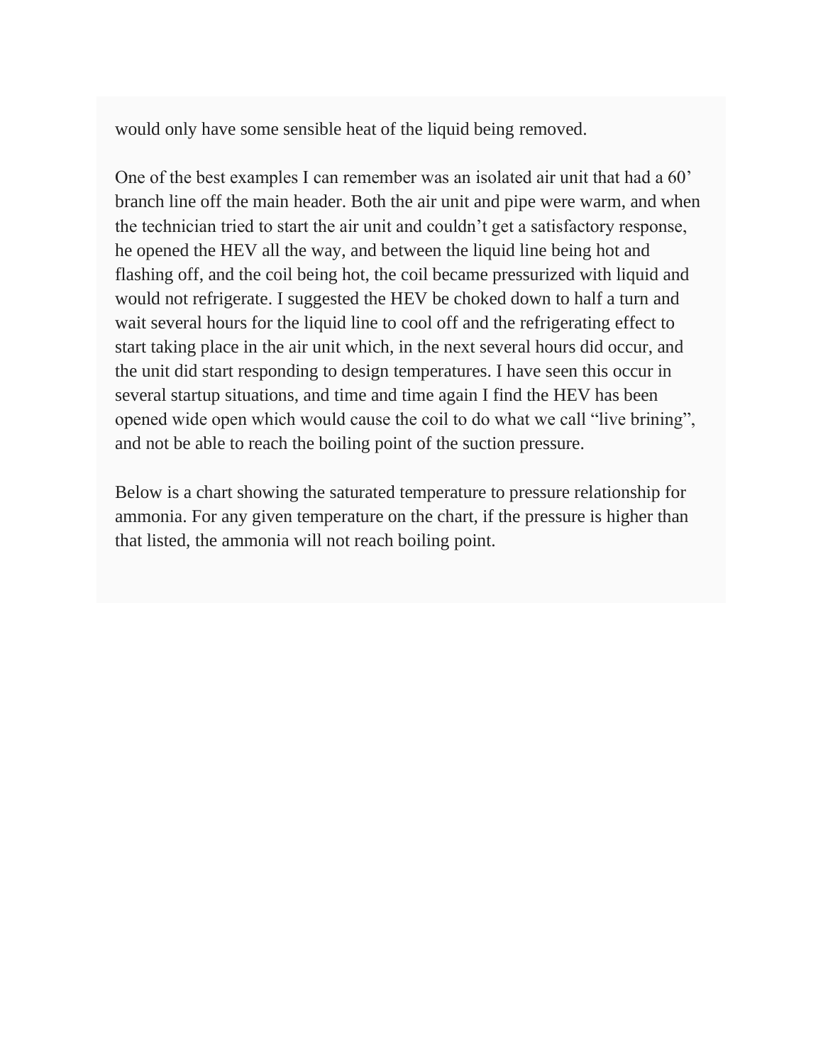would only have some sensible heat of the liquid being removed.

One of the best examples I can remember was an isolated air unit that had a 60’ branch line off the main header. Both the air unit and pipe were warm, and when the technician tried to start the air unit and couldn’t get a satisfactory response, he opened the HEV all the way, and between the liquid line being hot and flashing off, and the coil being hot, the coil became pressurized with liquid and would not refrigerate. I suggested the HEV be choked down to half a turn and wait several hours for the liquid line to cool off and the refrigerating effect to start taking place in the air unit which, in the next several hours did occur, and the unit did start responding to design temperatures. I have seen this occur in several startup situations, and time and time again I find the HEV has been opened wide open which would cause the coil to do what we call “live brining”, and not be able to reach the boiling point of the suction pressure.

Below is a chart showing the saturated temperature to pressure relationship for ammonia. For any given temperature on the chart, if the pressure is higher than that listed, the ammonia will not reach boiling point.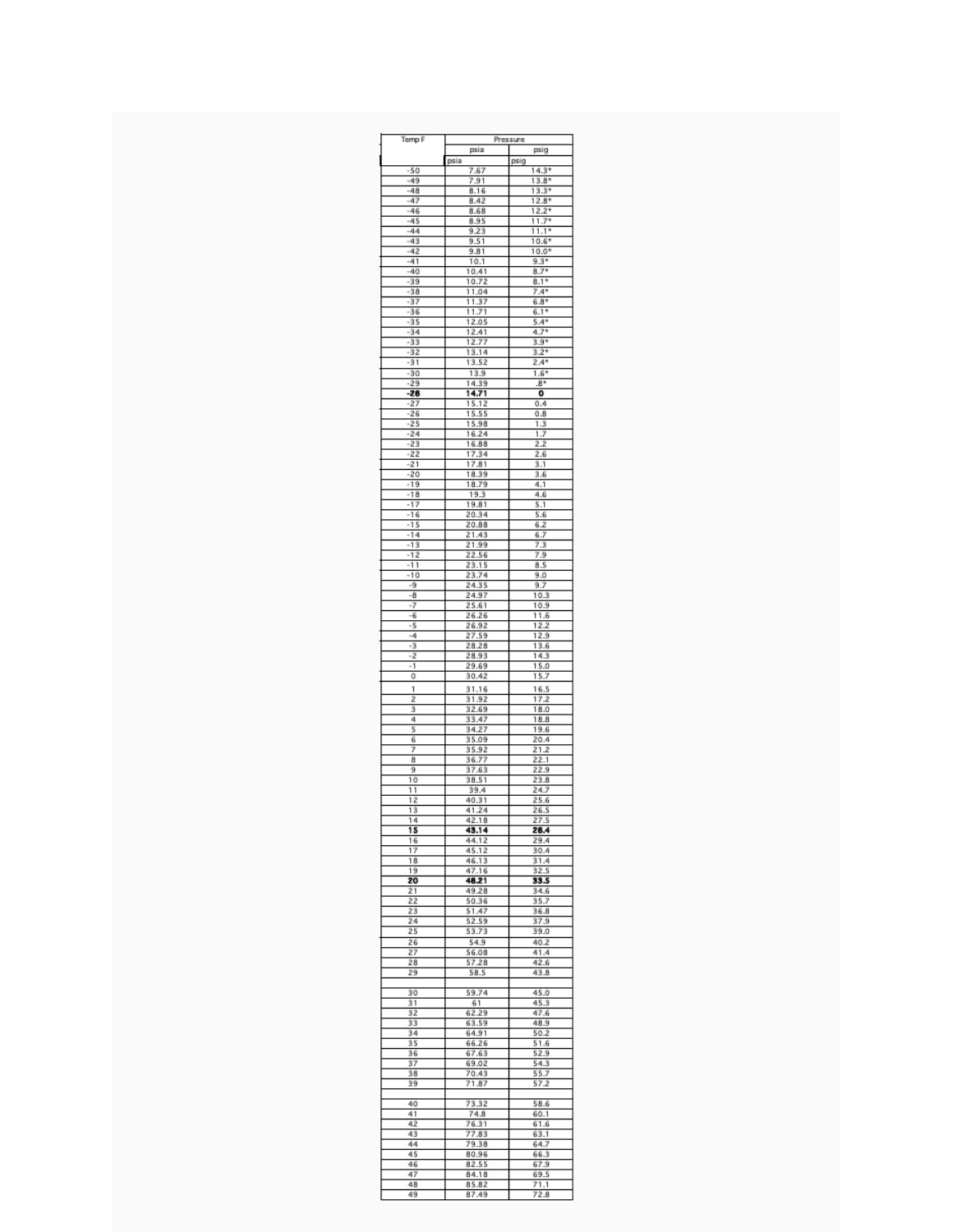| Temp F | Pressure | |
|---|---|---|
| | psia | psig |
| | psia | psig |
| -50 | 7.67 | 14.3* |
| -49 | 7.91 | 13.8* |
| -48 | 8.16 | 13.3* |
| -47 | 8.42 | 12.8* |
| -46 | 8.68 | 12.2* |
| -45 | 8.95 | 11.7* |
| -44 | 9.23 | 11.1* |
| -43 | 9.51 | 10.6* |
| -42 | 9.81 | 10.0* |
| -41 | 10.1 | 9.3* |
| -40 | 10.41 | 8.7* |
| -39 | 10.72 | 8.1* |
| -38 | 11.04 | 7.4* |
| -37 | 11.37 | 6.8* |
| -36 | 11.71 | 6.1* |
| -35 | 12.05 | 5.4* |
| -34 | 12.41 | 4.7* |
| -33 | 12.77 | 3.9* |
| -32 | 13.14 | 3.2* |
| -31 | 13.52 | 2.4* |
| -30 | 13.9 | 1.6* |
| -29 | 14.39 | .8* |
| **-28** | **14.71** | **0** |
| -27 | 15.12 | 0.4 |
| -26 | 15.55 | 0.8 |
| -25 | 15.98 | 1.3 |
| -24 | 16.24 | 1.7 |
| -23 | 16.88 | 2.2 |
| -22 | 17.34 | 2.6 |
| -21 | 17.81 | 3.1 |
| -20 | 18.39 | 3.6 |
| -19 | 18.79 | 4.1 |
| -18 | 19.3 | 4.6 |
| -17 | 19.81 | 5.1 |
| -16 | 20.34 | 5.6 |
| -15 | 20.88 | 6.2 |
| -14 | 21.43 | 6.7 |
| -13 | 21.99 | 7.3 |
| -12 | 22.56 | 7.9 |
| -11 | 23.15 | 8.5 |
| -10 | 23.74 | 9.0 |
| -9 | 24.35 | 9.7 |
| -8 | 24.97 | 10.3 |
| -7 | 25.61 | 10.9 |
| -6 | 26.26 | 11.6 |
| -5 | 26.92 | 12.2 |
| -4 | 27.59 | 12.9 |
| -3 | 28.28 | 13.6 |
| -2 | 28.93 | 14.3 |
| -1 | 29.69 | 15.0 |
| 0 | 30.42 | 15.7 |
| 1 | 31.16 | 16.5 |
| 2 | 31.92 | 17.2 |
| 3 | 32.69 | 18.0 |
| 4 | 33.47 | 18.8 |
| 5 | 34.27 | 19.6 |
| 6 | 35.09 | 20.4 |
| 7 | 35.92 | 21.2 |
| 8 | 36.77 | 22.1 |
| 9 | 37.63 | 22.9 |
| 10 | 38.51 | 23.8 |
| 11 | 39.4 | 24.7 |
| 12 | 40.31 | 25.6 |
| 13 | 41.24 | 26.5 |
| 14 | 42.18 | 27.5 |
| **15** | **43.14** | **28.4** |
| 16 | 44.12 | 29.4 |
| 17 | 45.12 | 30.4 |
| 18 | 46.13 | 31.4 |
| 19 | 47.16 | 32.5 |
| **20** | **48.21** | **33.5** |
| 21 | 49.28 | 34.6 |
| 22 | 50.36 | 35.7 |
| 23 | 51.47 | 36.8 |
| 24 | 52.59 | 37.9 |
| 25 | 53.73 | 39.0 |
| 26 | 54.9 | 40.2 |
| 27 | 56.08 | 41.4 |
| 28 | 57.28 | 42.6 |
| 29 | 58.5 | 43.8 |
| | | |
| 30 | 59.74 | 45.0 |
| 31 | 61 | 45.3 |
| 32 | 62.29 | 47.6 |
| 33 | 63.59 | 48.9 |
| 34 | 64.91 | 50.2 |
| 35 | 66.26 | 51.6 |
| 36 | 67.63 | 52.9 |
| 37 | 69.02 | 54.3 |
| 38 | 70.43 | 55.7 |
| 39 | 71.87 | 57.2 |
| | | |
| 40 | 73.32 | 58.6 |
| 41 | 74.8 | 60.1 |
| 42 | 76.31 | 61.6 |
| 43 | 77.83 | 63.1 |
| 44 | 79.38 | 64.7 |
| 45 | 80.96 | 66.3 |
| 46 | 82.55 | 67.9 |
| 47 | 84.18 | 69.5 |
| 48 | 85.82 | 71.1 |
| 49 | 87.49 | 72.8 |